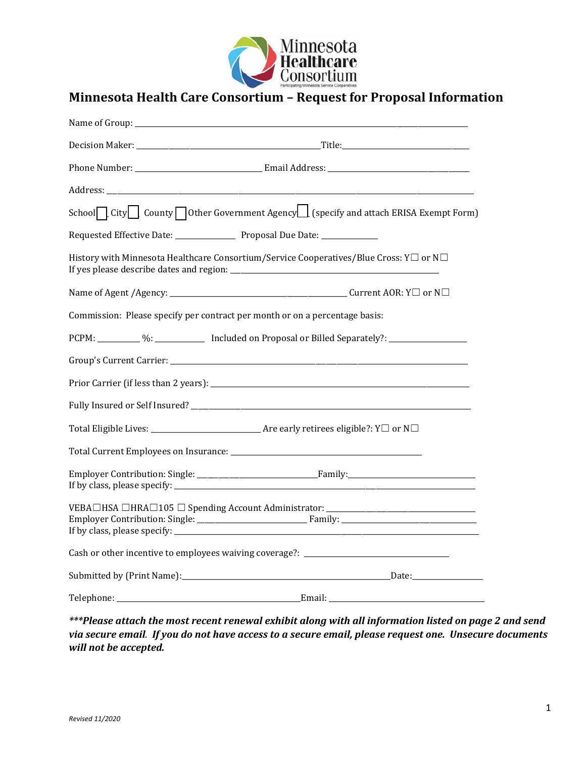# Minnesota Health Care Consortium – Request for Proposal Information

Name of Group: ___________________________________________________________________________

Decision Maker: ______________________________________________Title:_____________________________

Phone Number: ______________________________ Email Address: _________________________________

Address: ___________________________________________________________________________________

School ☐ City ☐ County ☐ Other Government Agency ☐ (specify and attach ERISA Exempt Form)

Requested Effective Date: ______________ Proposal Due Date: _____________

History with Minnesota Healthcare Consortium/Service Cooperatives/Blue Cross: Y☐ or N☐
If yes please describe dates and region: ________________________________________________

Name of Agent /Agency: ___________________________________________ Current AOR: Y☐ or N☐

Commission: Please specify per contract per month or on a percentage basis:

PCPM: __________ %: ____________ Included on Proposal or Billed Separately?: __________________

Group's Current Carrier: ______________________________________________________________________

Prior Carrier (if less than 2 years): _______________________________________________________________

Fully Insured or Self Insured? ___________________________________________________________________

Total Eligible Lives: __________________________ Are early retirees eligible?: Y☐ or N☐

Total Current Employees on Insurance: _____________________________________________

Employer Contribution: Single: ______________________________Family:______________________________
If by class, please specify: ______________________________________________________________________

VEBA☐HSA ☐HRA☐105 ☐ Spending Account Administrator: ____________________________________
Employer Contribution: Single: __________________________ Family: _________________________________
If by class, please specify: _______________________________________________________________________

Cash or other incentive to employees waiving coverage?: ___________________________________

Submitted by (Print Name):__________________________________________________Date:________________

Telephone: ____________________________________________Email: _____________________________________

***Please attach the most recent renewal exhibit along with all information listed on page 2 and send via secure email. If you do not have access to a secure email, please request one. Unsecure documents will not be accepted.***

*Revised 11/2020*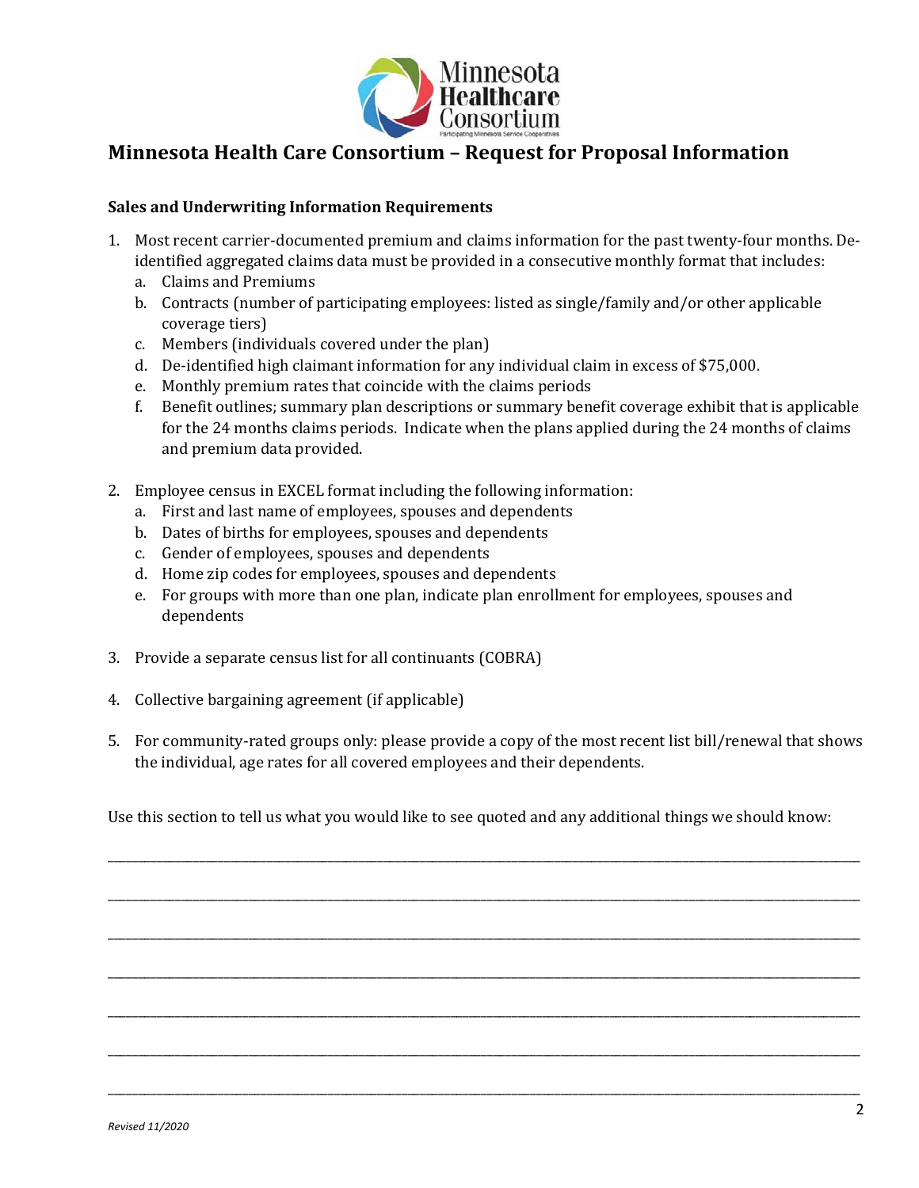# Minnesota Health Care Consortium – Request for Proposal Information

### Sales and Underwriting Information Requirements

1. Most recent carrier-documented premium and claims information for the past twenty-four months. De-identified aggregated claims data must be provided in a consecutive monthly format that includes:
   a. Claims and Premiums
   b. Contracts (number of participating employees: listed as single/family and/or other applicable coverage tiers)
   c. Members (individuals covered under the plan)
   d. De-identified high claimant information for any individual claim in excess of $75,000.
   e. Monthly premium rates that coincide with the claims periods
   f. Benefit outlines; summary plan descriptions or summary benefit coverage exhibit that is applicable for the 24 months claims periods. Indicate when the plans applied during the 24 months of claims and premium data provided.

2. Employee census in EXCEL format including the following information:
   a. First and last name of employees, spouses and dependents
   b. Dates of births for employees, spouses and dependents
   c. Gender of employees, spouses and dependents
   d. Home zip codes for employees, spouses and dependents
   e. For groups with more than one plan, indicate plan enrollment for employees, spouses and dependents

3. Provide a separate census list for all continuants (COBRA)

4. Collective bargaining agreement (if applicable)

5. For community-rated groups only: please provide a copy of the most recent list bill/renewal that shows the individual, age rates for all covered employees and their dependents.

Use this section to tell us what you would like to see quoted and any additional things we should know:

_______________________________________________________________________________

_______________________________________________________________________________

_______________________________________________________________________________

_______________________________________________________________________________

_______________________________________________________________________________

_______________________________________________________________________________

_______________________________________________________________________________

*Revised 11/2020*